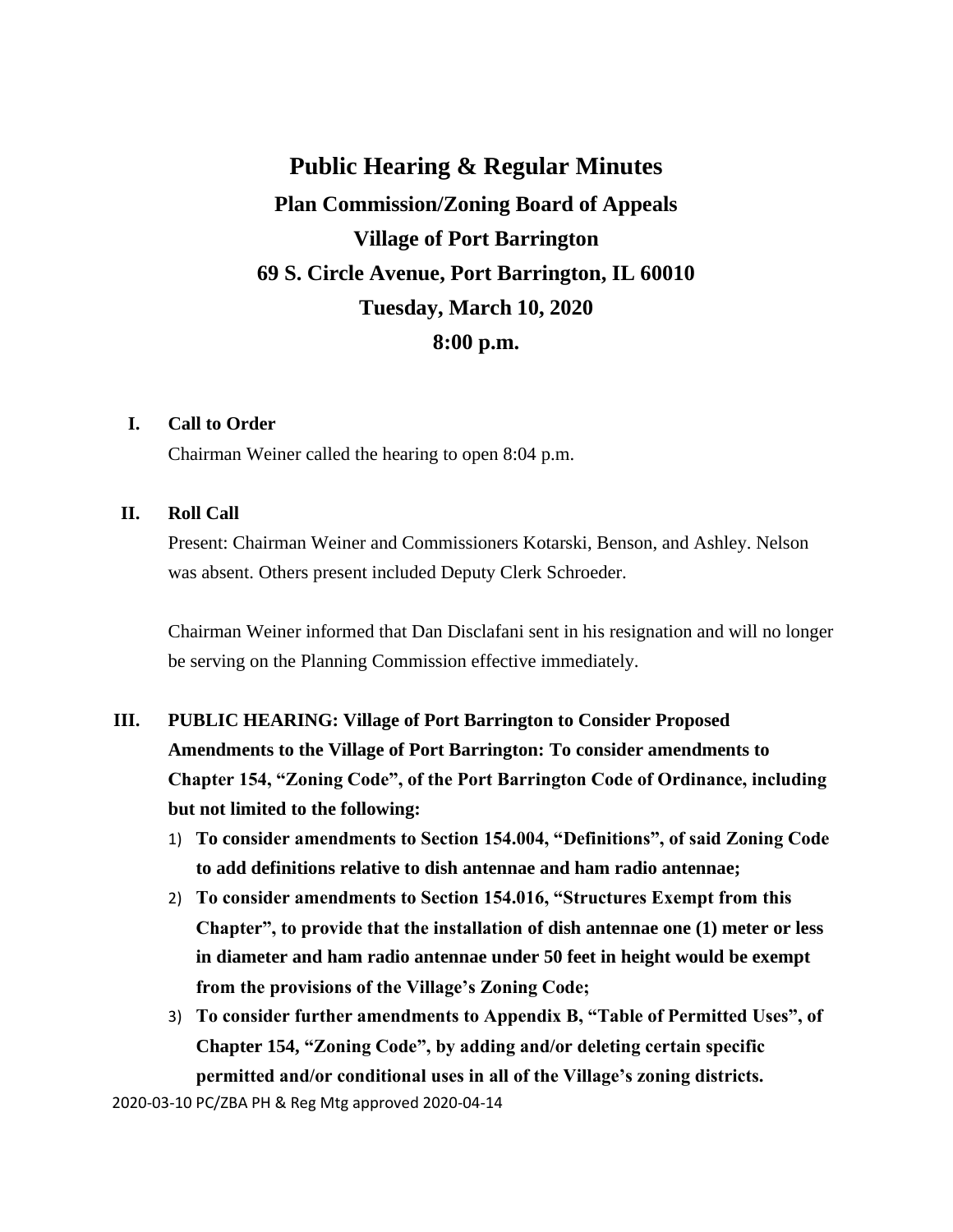# Public Hearing & Regular Minutes

## Plan Commission/Zoning Board of Appeals

## Village of Port Barrington

## 69 S. Circle Avenue, Port Barrington, IL 60010

## Tuesday, March 10, 2020

## 8:00 p.m.

**I. Call to Order**

Chairman Weiner called the hearing to open 8:04 p.m.

**II. Roll Call**

Present: Chairman Weiner and Commissioners Kotarski, Benson, and Ashley. Nelson was absent. Others present included Deputy Clerk Schroeder.

Chairman Weiner informed that Dan Disclafani sent in his resignation and will no longer be serving on the Planning Commission effective immediately.

**III. PUBLIC HEARING: Village of Port Barrington to Consider Proposed Amendments to the Village of Port Barrington: To consider amendments to Chapter 154, "Zoning Code", of the Port Barrington Code of Ordinance, including but not limited to the following:**

1) **To consider amendments to Section 154.004, "Definitions", of said Zoning Code to add definitions relative to dish antennae and ham radio antennae;**
2) **To consider amendments to Section 154.016, "Structures Exempt from this Chapter", to provide that the installation of dish antennae one (1) meter or less in diameter and ham radio antennae under 50 feet in height would be exempt from the provisions of the Village's Zoning Code;**
3) **To consider further amendments to Appendix B, "Table of Permitted Uses", of Chapter 154, "Zoning Code", by adding and/or deleting certain specific permitted and/or conditional uses in all of the Village's zoning districts.**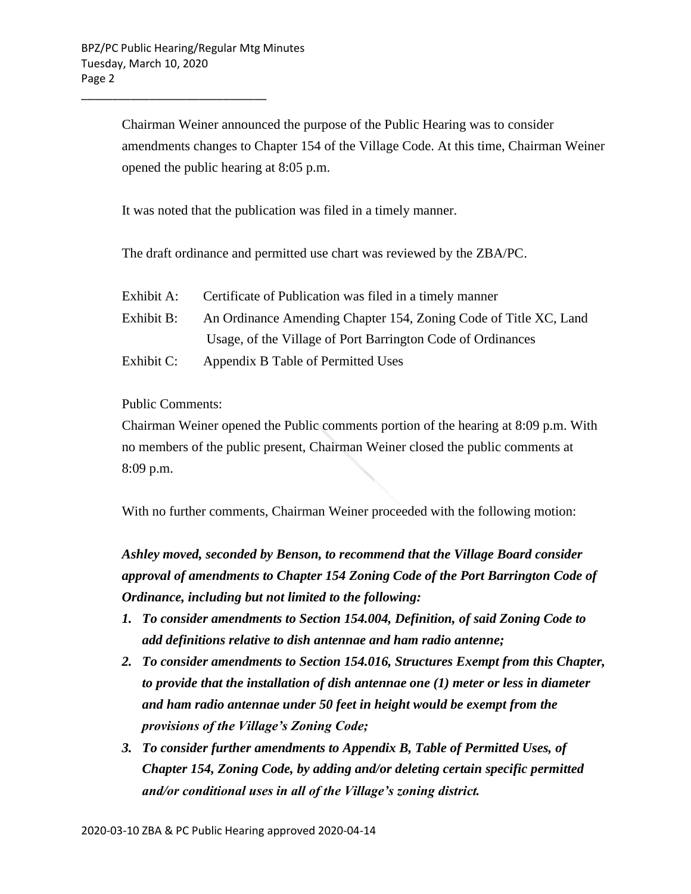Chairman Weiner announced the purpose of the Public Hearing was to consider amendments changes to Chapter 154 of the Village Code. At this time, Chairman Weiner opened the public hearing at 8:05 p.m.

It was noted that the publication was filed in a timely manner.

The draft ordinance and permitted use chart was reviewed by the ZBA/PC.

Exhibit A: Certificate of Publication was filed in a timely manner
Exhibit B: An Ordinance Amending Chapter 154, Zoning Code of Title XC, Land Usage, of the Village of Port Barrington Code of Ordinances
Exhibit C: Appendix B Table of Permitted Uses

Public Comments:
Chairman Weiner opened the Public comments portion of the hearing at 8:09 p.m. With no members of the public present, Chairman Weiner closed the public comments at 8:09 p.m.

With no further comments, Chairman Weiner proceeded with the following motion:

***Ashley moved, seconded by Benson, to recommend that the Village Board consider approval of amendments to Chapter 154 Zoning Code of the Port Barrington Code of Ordinance, including but not limited to the following:***

1. ***To consider amendments to Section 154.004, Definition, of said Zoning Code to add definitions relative to dish antennae and ham radio antenne;***
2. ***To consider amendments to Section 154.016, Structures Exempt from this Chapter, to provide that the installation of dish antennae one (1) meter or less in diameter and ham radio antennae under 50 feet in height would be exempt from the provisions of the Village's Zoning Code;***
3. ***To consider further amendments to Appendix B, Table of Permitted Uses, of Chapter 154, Zoning Code, by adding and/or deleting certain specific permitted and/or conditional uses in all of the Village's zoning district.***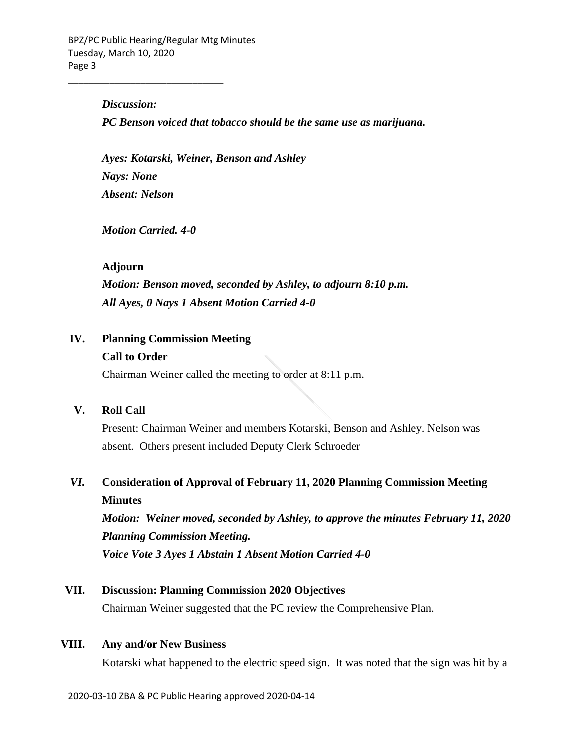***Discussion:***

***PC Benson voiced that tobacco should be the same use as marijuana.***

***Ayes: Kotarski, Weiner, Benson and Ashley***
***Nays: None***
***Absent: Nelson***

***Motion Carried. 4-0***

**Adjourn**

***Motion: Benson moved, seconded by Ashley, to adjourn 8:10 p.m.***
***All Ayes, 0 Nays 1 Absent Motion Carried 4-0***

## IV. Planning Commission Meeting

**Call to Order**

Chairman Weiner called the meeting to order at 8:11 p.m.

## V. Roll Call

Present: Chairman Weiner and members Kotarski, Benson and Ashley. Nelson was absent. Others present included Deputy Clerk Schroeder

## *VI.* Consideration of Approval of February 11, 2020 Planning Commission Meeting Minutes

***Motion: Weiner moved, seconded by Ashley, to approve the minutes February 11, 2020 Planning Commission Meeting.***
***Voice Vote 3 Ayes 1 Abstain 1 Absent Motion Carried 4-0***

## VII. Discussion: Planning Commission 2020 Objectives

Chairman Weiner suggested that the PC review the Comprehensive Plan.

## VIII. Any and/or New Business

Kotarski what happened to the electric speed sign. It was noted that the sign was hit by a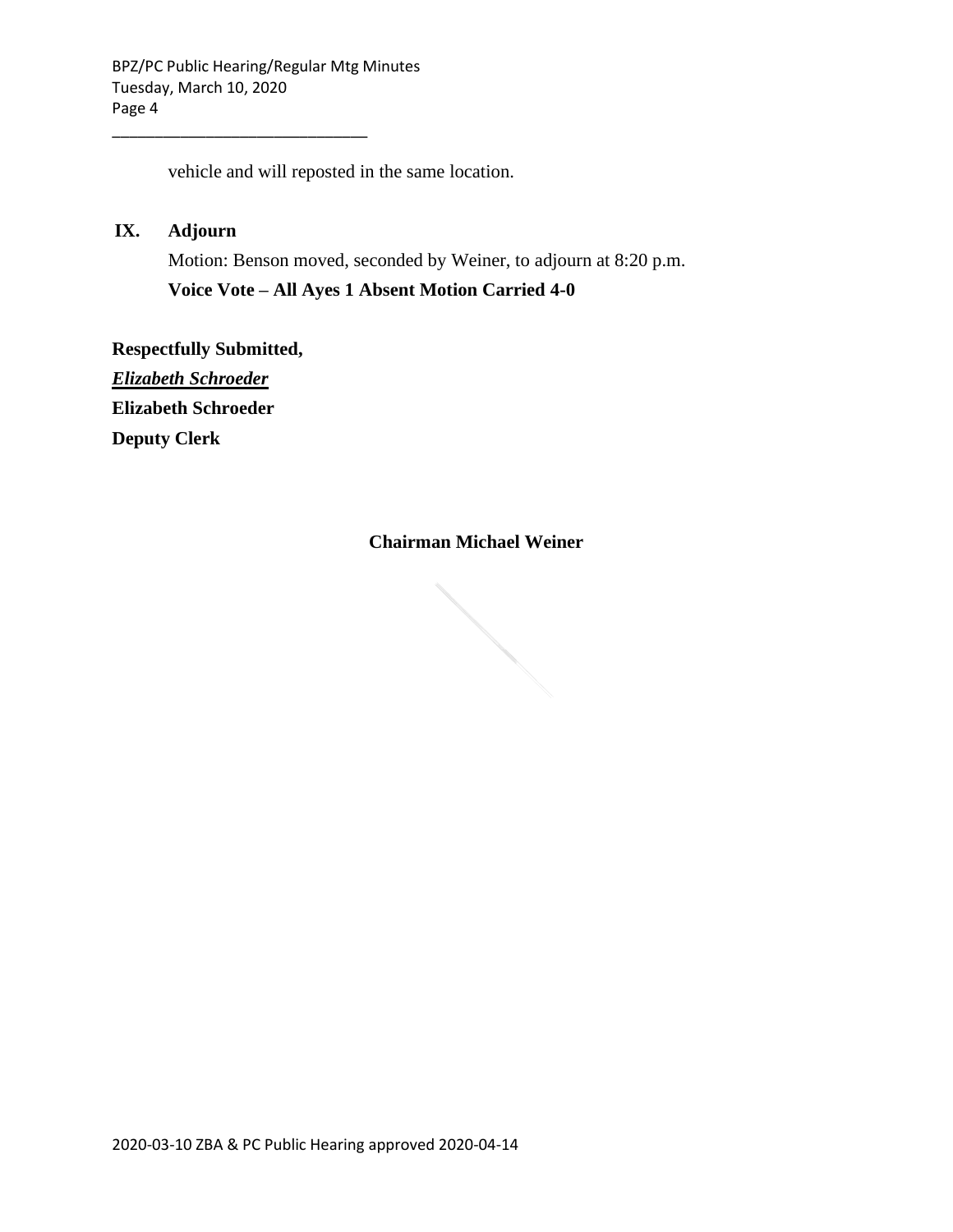vehicle and will reposted in the same location.

## IX. Adjourn

Motion: Benson moved, seconded by Weiner, to adjourn at 8:20 p.m.

**Voice Vote – All Ayes 1 Absent Motion Carried 4-0**

**Respectfully Submitted,**

***Elizabeth Schroeder***

**Elizabeth Schroeder**

**Deputy Clerk**

**Chairman Michael Weiner**

2020-03-10 ZBA & PC Public Hearing approved 2020-04-14